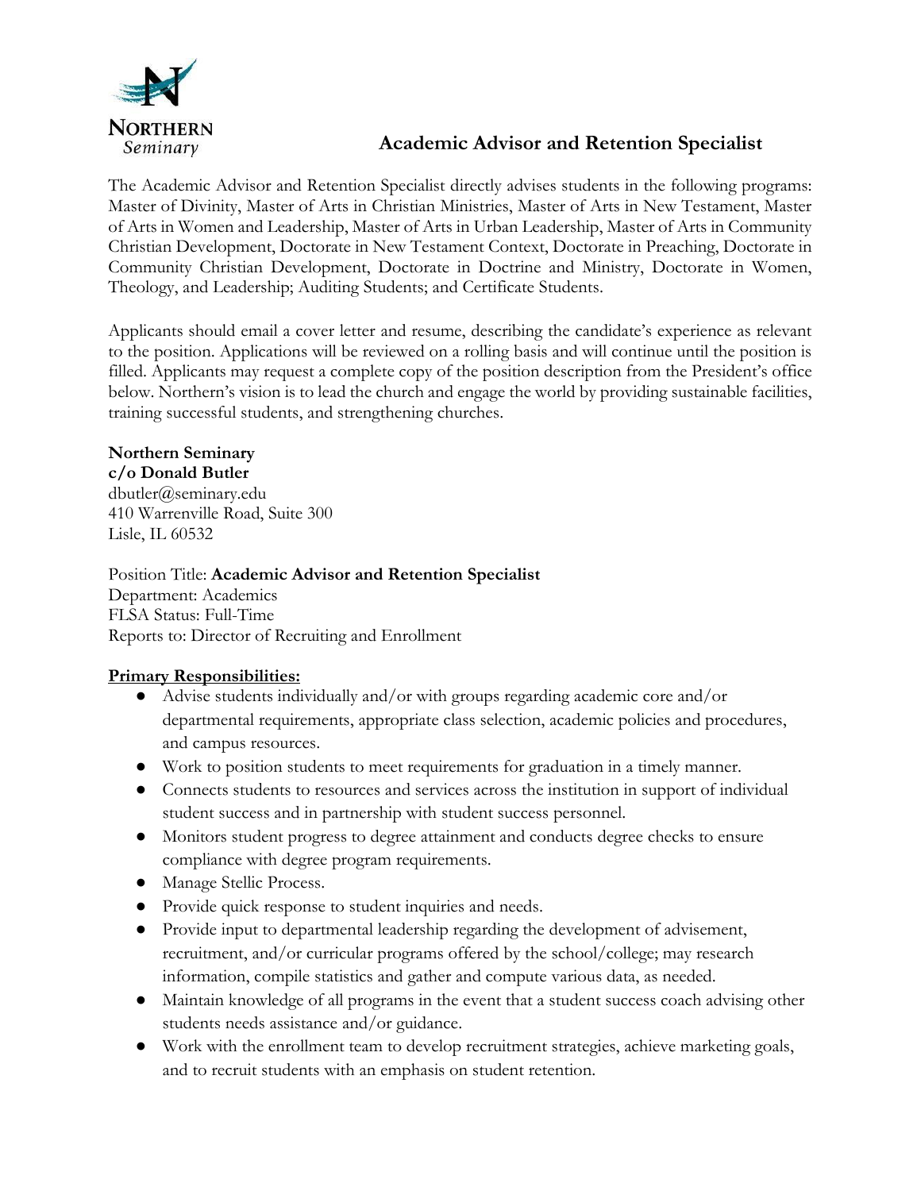NORTHERN
*Seminary*

# Academic Advisor and Retention Specialist

The Academic Advisor and Retention Specialist directly advises students in the following programs: Master of Divinity, Master of Arts in Christian Ministries, Master of Arts in New Testament, Master of Arts in Women and Leadership, Master of Arts in Urban Leadership, Master of Arts in Community Christian Development, Doctorate in New Testament Context, Doctorate in Preaching, Doctorate in Community Christian Development, Doctorate in Doctrine and Ministry, Doctorate in Women, Theology, and Leadership; Auditing Students; and Certificate Students.

Applicants should email a cover letter and resume, describing the candidate's experience as relevant to the position. Applications will be reviewed on a rolling basis and will continue until the position is filled. Applicants may request a complete copy of the position description from the President's office below. Northern's vision is to lead the church and engage the world by providing sustainable facilities, training successful students, and strengthening churches.

**Northern Seminary**
**c/o Donald Butler**
dbutler@seminary.edu
410 Warrenville Road, Suite 300
Lisle, IL 60532

Position Title: **Academic Advisor and Retention Specialist**
Department: Academics
FLSA Status: Full-Time
Reports to: Director of Recruiting and Enrollment

**Primary Responsibilities:**

- Advise students individually and/or with groups regarding academic core and/or departmental requirements, appropriate class selection, academic policies and procedures, and campus resources.
- Work to position students to meet requirements for graduation in a timely manner.
- Connects students to resources and services across the institution in support of individual student success and in partnership with student success personnel.
- Monitors student progress to degree attainment and conducts degree checks to ensure compliance with degree program requirements.
- Manage Stellic Process.
- Provide quick response to student inquiries and needs.
- Provide input to departmental leadership regarding the development of advisement, recruitment, and/or curricular programs offered by the school/college; may research information, compile statistics and gather and compute various data, as needed.
- Maintain knowledge of all programs in the event that a student success coach advising other students needs assistance and/or guidance.
- Work with the enrollment team to develop recruitment strategies, achieve marketing goals, and to recruit students with an emphasis on student retention.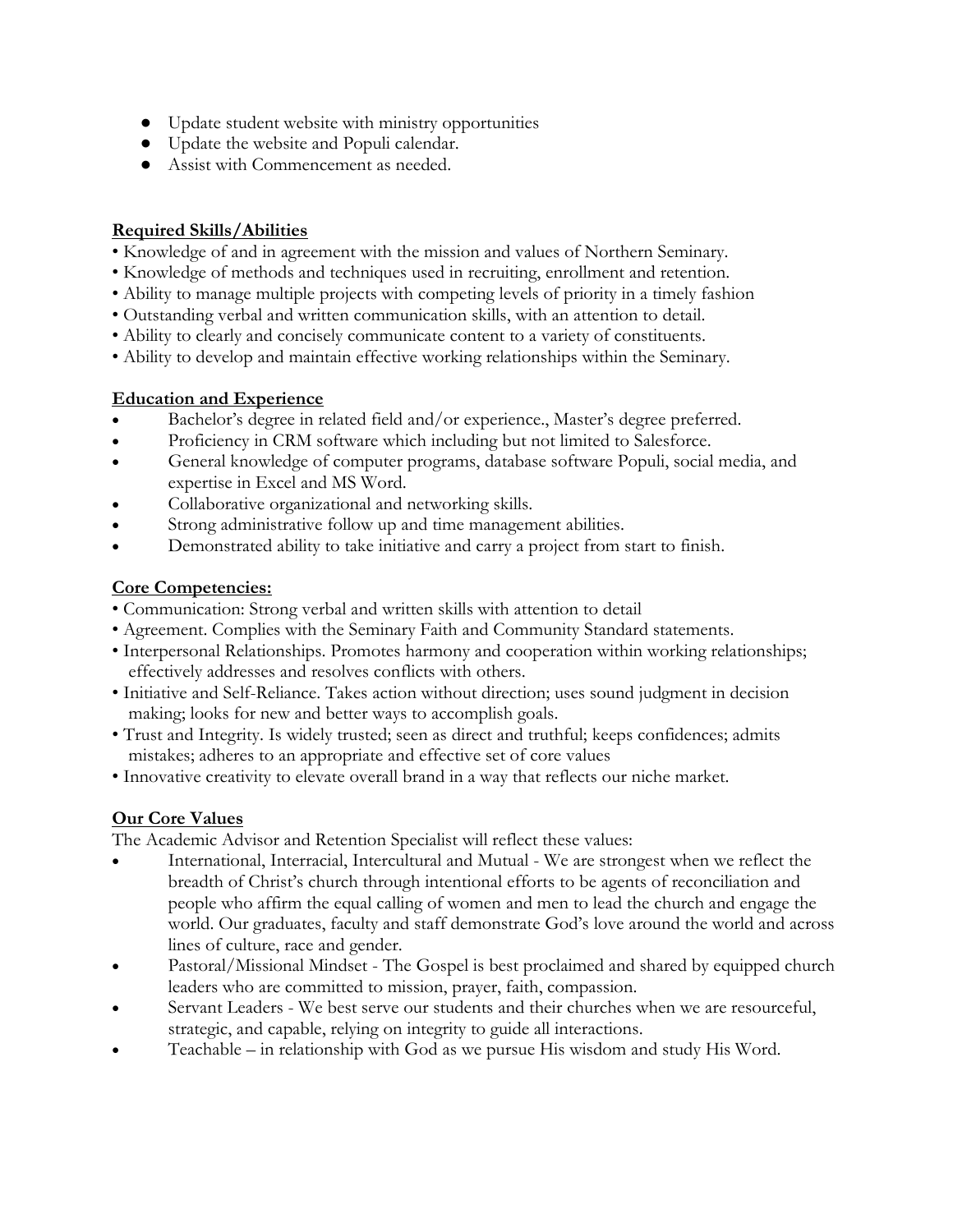- Update student website with ministry opportunities
- Update the website and Populi calendar.
- Assist with Commencement as needed.

**Required Skills/Abilities**

- Knowledge of and in agreement with the mission and values of Northern Seminary.
- Knowledge of methods and techniques used in recruiting, enrollment and retention.
- Ability to manage multiple projects with competing levels of priority in a timely fashion
- Outstanding verbal and written communication skills, with an attention to detail.
- Ability to clearly and concisely communicate content to a variety of constituents.
- Ability to develop and maintain effective working relationships within the Seminary.

**Education and Experience**

- Bachelor's degree in related field and/or experience., Master's degree preferred.
- Proficiency in CRM software which including but not limited to Salesforce.
- General knowledge of computer programs, database software Populi, social media, and expertise in Excel and MS Word.
- Collaborative organizational and networking skills.
- Strong administrative follow up and time management abilities.
- Demonstrated ability to take initiative and carry a project from start to finish.

**Core Competencies:**

- Communication: Strong verbal and written skills with attention to detail
- Agreement. Complies with the Seminary Faith and Community Standard statements.
- Interpersonal Relationships. Promotes harmony and cooperation within working relationships; effectively addresses and resolves conflicts with others.
- Initiative and Self-Reliance. Takes action without direction; uses sound judgment in decision making; looks for new and better ways to accomplish goals.
- Trust and Integrity. Is widely trusted; seen as direct and truthful; keeps confidences; admits mistakes; adheres to an appropriate and effective set of core values
- Innovative creativity to elevate overall brand in a way that reflects our niche market.

**Our Core Values**

The Academic Advisor and Retention Specialist will reflect these values:

- International, Interracial, Intercultural and Mutual - We are strongest when we reflect the breadth of Christ's church through intentional efforts to be agents of reconciliation and people who affirm the equal calling of women and men to lead the church and engage the world. Our graduates, faculty and staff demonstrate God's love around the world and across lines of culture, race and gender.
- Pastoral/Missional Mindset - The Gospel is best proclaimed and shared by equipped church leaders who are committed to mission, prayer, faith, compassion.
- Servant Leaders - We best serve our students and their churches when we are resourceful, strategic, and capable, relying on integrity to guide all interactions.
- Teachable – in relationship with God as we pursue His wisdom and study His Word.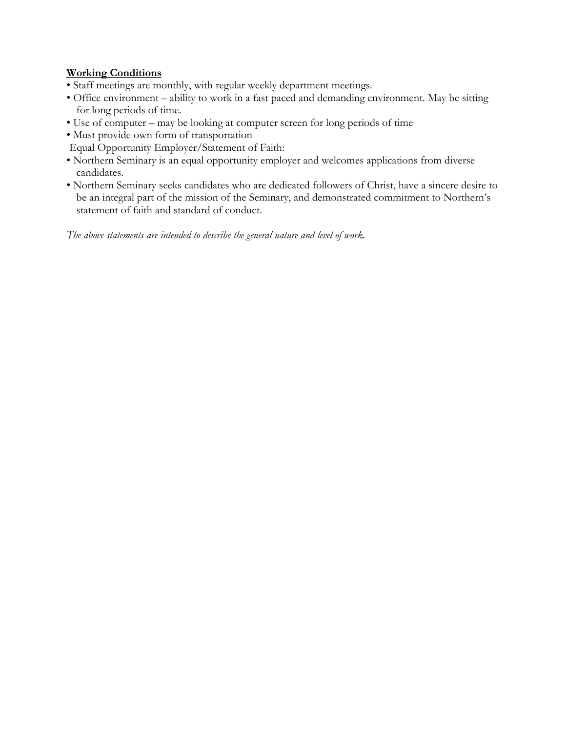**Working Conditions**

- Staff meetings are monthly, with regular weekly department meetings.
- Office environment – ability to work in a fast paced and demanding environment. May be sitting for long periods of time.
- Use of computer – may be looking at computer screen for long periods of time
- Must provide own form of transportation

Equal Opportunity Employer/Statement of Faith:

- Northern Seminary is an equal opportunity employer and welcomes applications from diverse candidates.
- Northern Seminary seeks candidates who are dedicated followers of Christ, have a sincere desire to be an integral part of the mission of the Seminary, and demonstrated commitment to Northern's statement of faith and standard of conduct.

*The above statements are intended to describe the general nature and level of work.*